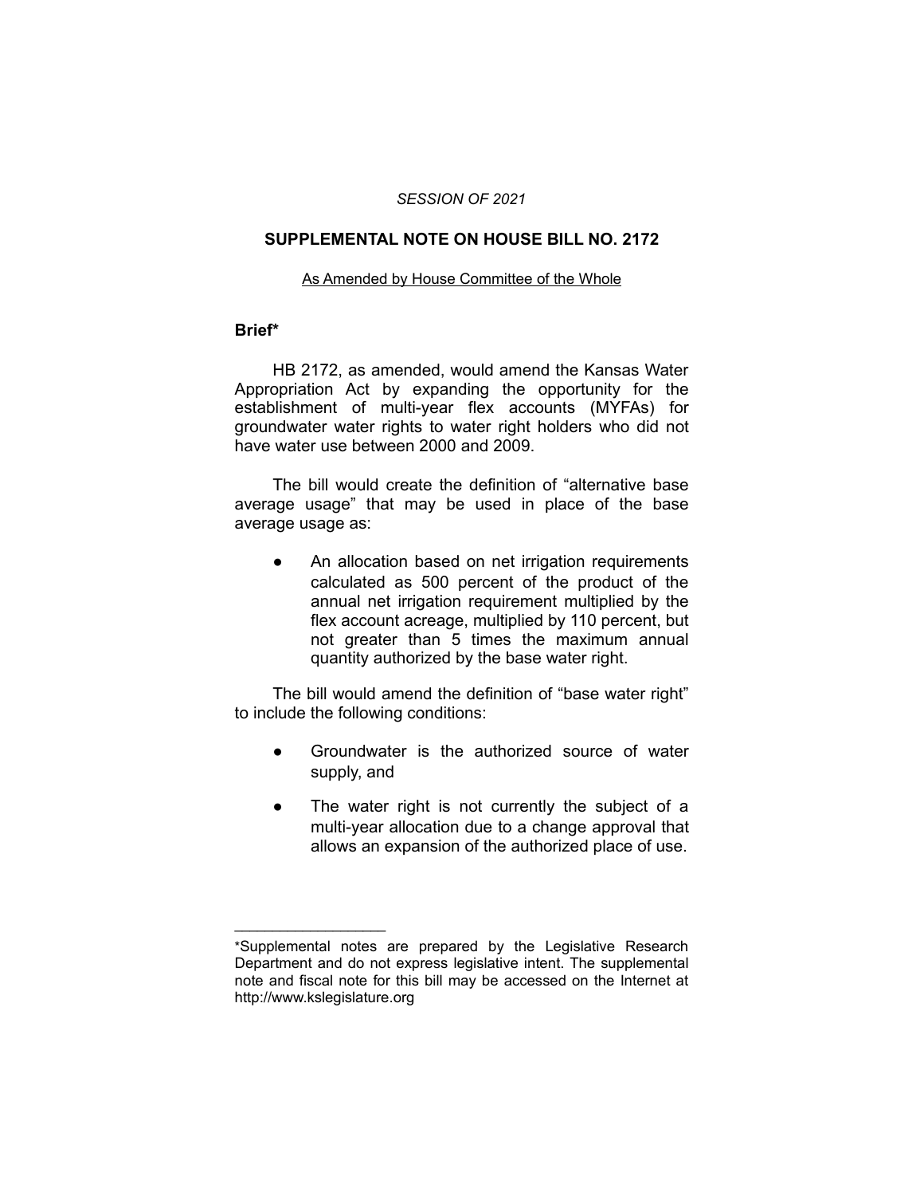*SESSION OF 2021*

## SUPPLEMENTAL NOTE ON HOUSE BILL NO. 2172

As Amended by House Committee of the Whole

### Brief*

HB 2172, as amended, would amend the Kansas Water Appropriation Act by expanding the opportunity for the establishment of multi-year flex accounts (MYFAs) for groundwater water rights to water right holders who did not have water use between 2000 and 2009.

The bill would create the definition of "alternative base average usage" that may be used in place of the base average usage as:

- An allocation based on net irrigation requirements calculated as 500 percent of the product of the annual net irrigation requirement multiplied by the flex account acreage, multiplied by 110 percent, but not greater than 5 times the maximum annual quantity authorized by the base water right.

The bill would amend the definition of "base water right" to include the following conditions:

- Groundwater is the authorized source of water supply, and
- The water right is not currently the subject of a multi-year allocation due to a change approval that allows an expansion of the authorized place of use.

---

*Supplemental notes are prepared by the Legislative Research Department and do not express legislative intent. The supplemental note and fiscal note for this bill may be accessed on the Internet at http://www.kslegislature.org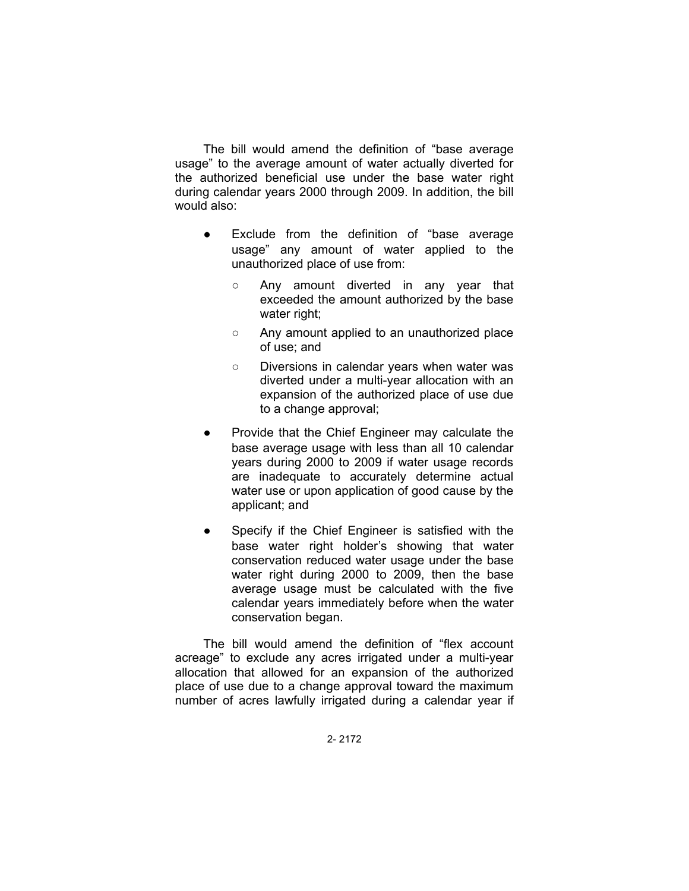The bill would amend the definition of "base average usage" to the average amount of water actually diverted for the authorized beneficial use under the base water right during calendar years 2000 through 2009. In addition, the bill would also:

- Exclude from the definition of "base average usage" any amount of water applied to the unauthorized place of use from:
  - Any amount diverted in any year that exceeded the amount authorized by the base water right;
  - Any amount applied to an unauthorized place of use; and
  - Diversions in calendar years when water was diverted under a multi-year allocation with an expansion of the authorized place of use due to a change approval;
- Provide that the Chief Engineer may calculate the base average usage with less than all 10 calendar years during 2000 to 2009 if water usage records are inadequate to accurately determine actual water use or upon application of good cause by the applicant; and
- Specify if the Chief Engineer is satisfied with the base water right holder's showing that water conservation reduced water usage under the base water right during 2000 to 2009, then the base average usage must be calculated with the five calendar years immediately before when the water conservation began.

The bill would amend the definition of "flex account acreage" to exclude any acres irrigated under a multi-year allocation that allowed for an expansion of the authorized place of use due to a change approval toward the maximum number of acres lawfully irrigated during a calendar year if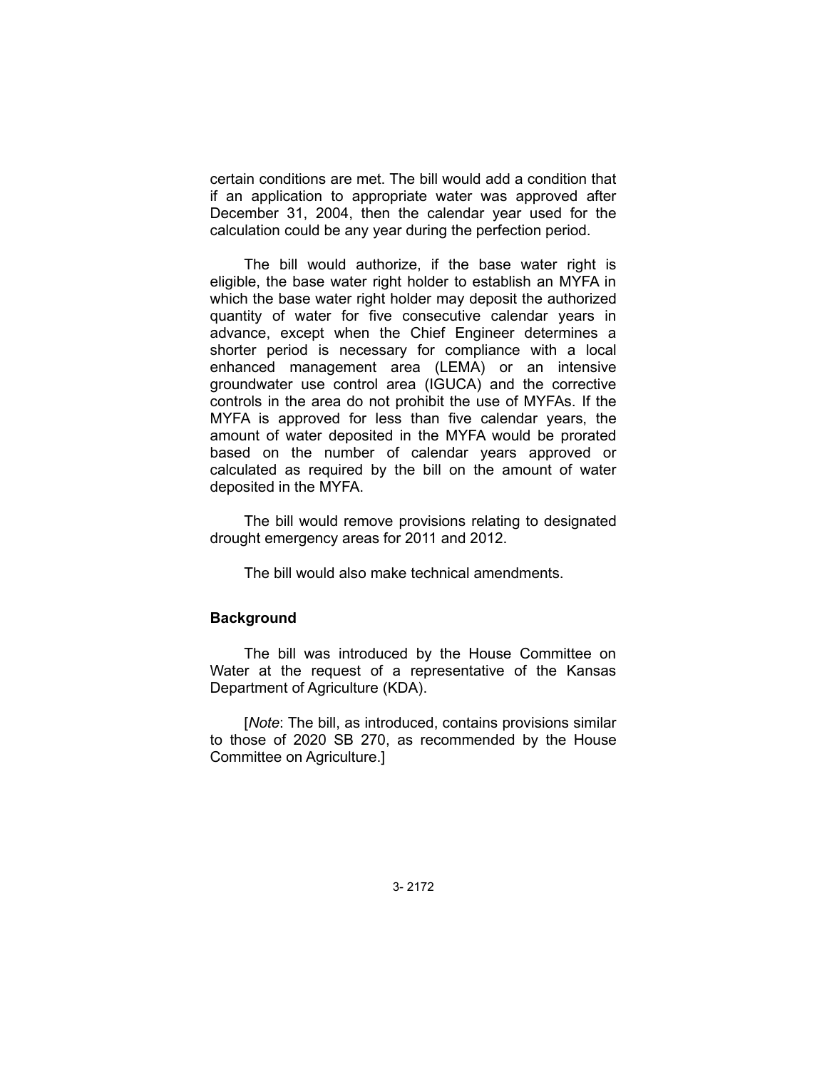certain conditions are met. The bill would add a condition that if an application to appropriate water was approved after December 31, 2004, then the calendar year used for the calculation could be any year during the perfection period.

The bill would authorize, if the base water right is eligible, the base water right holder to establish an MYFA in which the base water right holder may deposit the authorized quantity of water for five consecutive calendar years in advance, except when the Chief Engineer determines a shorter period is necessary for compliance with a local enhanced management area (LEMA) or an intensive groundwater use control area (IGUCA) and the corrective controls in the area do not prohibit the use of MYFAs. If the MYFA is approved for less than five calendar years, the amount of water deposited in the MYFA would be prorated based on the number of calendar years approved or calculated as required by the bill on the amount of water deposited in the MYFA.

The bill would remove provisions relating to designated drought emergency areas for 2011 and 2012.

The bill would also make technical amendments.

## Background

The bill was introduced by the House Committee on Water at the request of a representative of the Kansas Department of Agriculture (KDA).

[*Note*: The bill, as introduced, contains provisions similar to those of 2020 SB 270, as recommended by the House Committee on Agriculture.]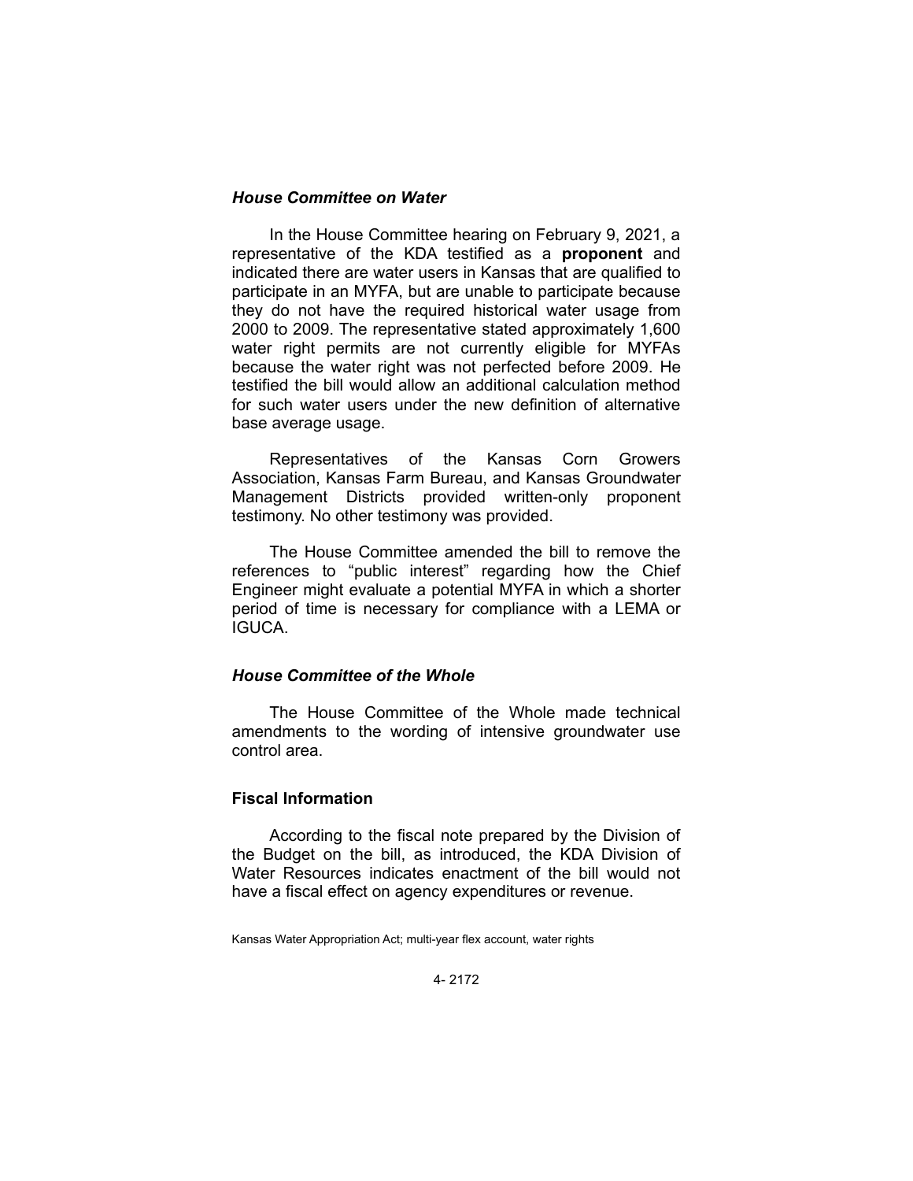### *House Committee on Water*

In the House Committee hearing on February 9, 2021, a representative of the KDA testified as a **proponent** and indicated there are water users in Kansas that are qualified to participate in an MYFA, but are unable to participate because they do not have the required historical water usage from 2000 to 2009. The representative stated approximately 1,600 water right permits are not currently eligible for MYFAs because the water right was not perfected before 2009. He testified the bill would allow an additional calculation method for such water users under the new definition of alternative base average usage.

Representatives of the Kansas Corn Growers Association, Kansas Farm Bureau, and Kansas Groundwater Management Districts provided written-only proponent testimony. No other testimony was provided.

The House Committee amended the bill to remove the references to "public interest" regarding how the Chief Engineer might evaluate a potential MYFA in which a shorter period of time is necessary for compliance with a LEMA or IGUCA.

### *House Committee of the Whole*

The House Committee of the Whole made technical amendments to the wording of intensive groundwater use control area.

## Fiscal Information

According to the fiscal note prepared by the Division of the Budget on the bill, as introduced, the KDA Division of Water Resources indicates enactment of the bill would not have a fiscal effect on agency expenditures or revenue.

Kansas Water Appropriation Act; multi-year flex account, water rights